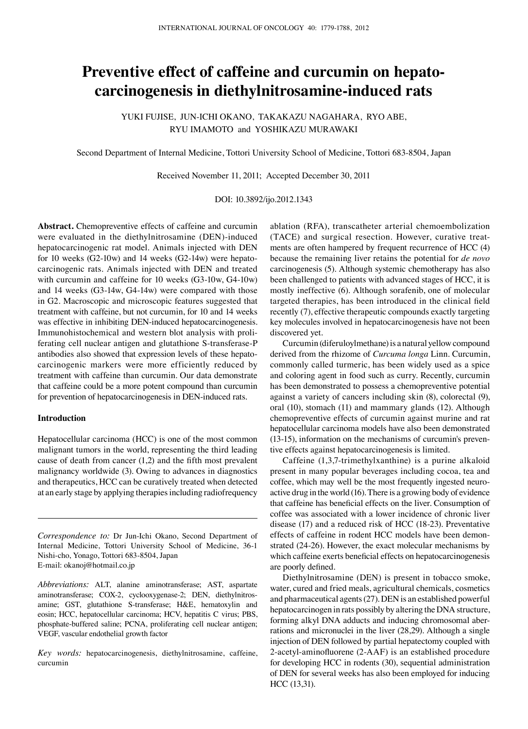# Preventive effect of caffeine and curcumin on hepatocarcinogenesis in diethylnitrosamine-induced rats

YUKI FUJISE, JUN-ICHI OKANO, TAKAKAZU NAGAHARA, RYO ABE, RYU IMAMOTO and YOSHIKAZU MURAWAKI

Second Department of Internal Medicine, Tottori University School of Medicine, Tottori 683-8504, Japan

Received November 11, 2011; Accepted December 30, 2011

DOI: 10.3892/ijo.2012.1343

**Abstract.** Chemopreventive effects of caffeine and curcumin were evaluated in the diethylnitrosamine (DEN)-induced hepatocarcinogenic rat model. Animals injected with DEN for 10 weeks (G2-10w) and 14 weeks (G2-14w) were hepatocarcinogenic rats. Animals injected with DEN and treated with curcumin and caffeine for 10 weeks (G3-10w, G4-10w) and 14 weeks (G3-14w, G4-14w) were compared with those in G2. Macroscopic and microscopic features suggested that treatment with caffeine, but not curcumin, for 10 and 14 weeks was effective in inhibiting DEN-induced hepatocarcinogenesis. Immunohistochemical and western blot analysis with proliferating cell nuclear antigen and glutathione S-transferase-P antibodies also showed that expression levels of these hepatocarcinogenic markers were more efficiently reduced by treatment with caffeine than curcumin. Our data demonstrate that caffeine could be a more potent compound than curcumin for prevention of hepatocarcinogenesis in DEN-induced rats.

## Introduction

Hepatocellular carcinoma (HCC) is one of the most common malignant tumors in the world, representing the third leading cause of death from cancer (1,2) and the fifth most prevalent malignancy worldwide (3). Owing to advances in diagnostics and therapeutics, HCC can be curatively treated when detected at an early stage by applying therapies including radiofrequency ablation (RFA), transcatheter arterial chemoembolization (TACE) and surgical resection. However, curative treatments are often hampered by frequent recurrence of HCC (4) because the remaining liver retains the potential for *de novo* carcinogenesis (5). Although systemic chemotherapy has also been challenged to patients with advanced stages of HCC, it is mostly ineffective (6). Although sorafenib, one of molecular targeted therapies, has been introduced in the clinical field recently (7), effective therapeutic compounds exactly targeting key molecules involved in hepatocarcinogenesis have not been discovered yet.

Curcumin (diferuloylmethane) is a natural yellow compound derived from the rhizome of *Curcuma longa* Linn. Curcumin, commonly called turmeric, has been widely used as a spice and coloring agent in food such as curry. Recently, curcumin has been demonstrated to possess a chemopreventive potential against a variety of cancers including skin (8), colorectal (9), oral (10), stomach (11) and mammary glands (12). Although chemopreventive effects of curcumin against murine and rat hepatocellular carcinoma models have also been demonstrated (13-15), information on the mechanisms of curcumin's preventive effects against hepatocarcinogenesis is limited.

Caffeine (1,3,7-trimethylxanthine) is a purine alkaloid present in many popular beverages including cocoa, tea and coffee, which may well be the most frequently ingested neuroactive drug in the world (16). There is a growing body of evidence that caffeine has beneficial effects on the liver. Consumption of coffee was associated with a lower incidence of chronic liver disease (17) and a reduced risk of HCC (18-23). Preventative effects of caffeine in rodent HCC models have been demonstrated (24-26). However, the exact molecular mechanisms by which caffeine exerts beneficial effects on hepatocarcinogenesis are poorly defined.

Diethylnitrosamine (DEN) is present in tobacco smoke, water, cured and fried meals, agricultural chemicals, cosmetics and pharmaceutical agents (27). DEN is an established powerful hepatocarcinogen in rats possibly by altering the DNA structure, forming alkyl DNA adducts and inducing chromosomal aberrations and micronuclei in the liver (28,29). Although a single injection of DEN followed by partial hepatectomy coupled with 2-acetyl-aminofluorene (2-AAF) is an established procedure for developing HCC in rodents (30), sequential administration of DEN for several weeks has also been employed for inducing HCC (13,31).

---

*Correspondence to:* Dr Jun-Ichi Okano, Second Department of Internal Medicine, Tottori University School of Medicine, 36-1 Nishi-cho, Yonago, Tottori 683-8504, Japan
E-mail: okanoj@hotmail.co.jp

*Abbreviations:* ALT, alanine aminotransferase; AST, aspartate aminotransferase; COX-2, cyclooxygenase-2; DEN, diethylnitrosamine; GST, glutathione S-transferase; H&E, hematoxylin and eosin; HCC, hepatocellular carcinoma; HCV, hepatitis C virus; PBS, phosphate-buffered saline; PCNA, proliferating cell nuclear antigen; VEGF, vascular endothelial growth factor

*Key words:* hepatocarcinogenesis, diethylnitrosamine, caffeine, curcumin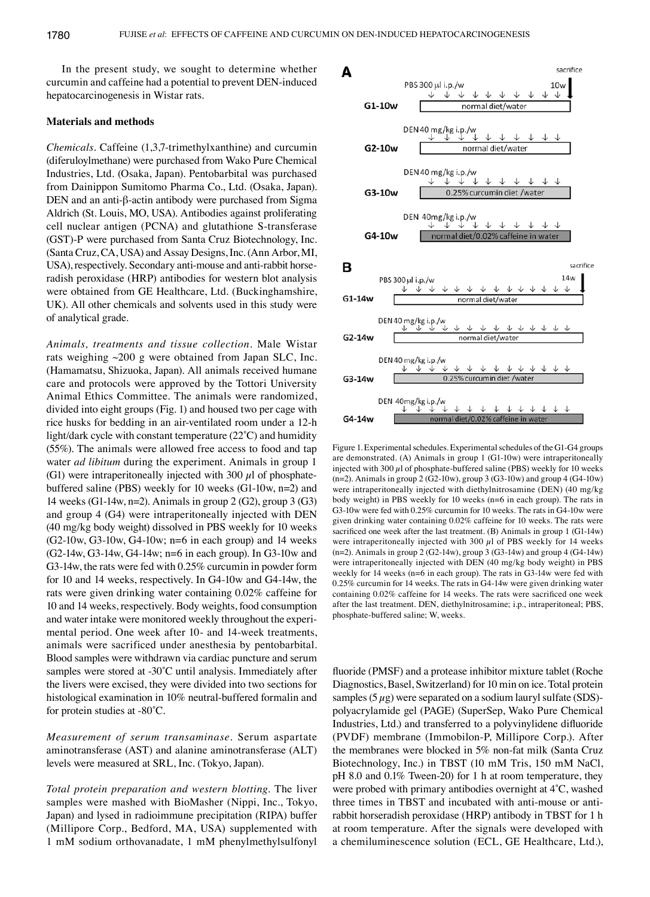In the present study, we sought to determine whether curcumin and caffeine had a potential to prevent DEN-induced hepatocarcinogenesis in Wistar rats.

## Materials and methods

*Chemicals.* Caffeine (1,3,7-trimethylxanthine) and curcumin (diferuloylmethane) were purchased from Wako Pure Chemical Industries, Ltd. (Osaka, Japan). Pentobarbital was purchased from Dainippon Sumitomo Pharma Co., Ltd. (Osaka, Japan). DEN and an anti-β-actin antibody were purchased from Sigma Aldrich (St. Louis, MO, USA). Antibodies against proliferating cell nuclear antigen (PCNA) and glutathione S-transferase (GST)-P were purchased from Santa Cruz Biotechnology, Inc. (Santa Cruz, CA, USA) and Assay Designs, Inc. (Ann Arbor, MI, USA), respectively. Secondary anti-mouse and anti-rabbit horseradish peroxidase (HRP) antibodies for western blot analysis were obtained from GE Healthcare, Ltd. (Buckinghamshire, UK). All other chemicals and solvents used in this study were of analytical grade.

*Animals, treatments and tissue collection.* Male Wistar rats weighing ~200 g were obtained from Japan SLC, Inc. (Hamamatsu, Shizuoka, Japan). All animals received humane care and protocols were approved by the Tottori University Animal Ethics Committee. The animals were randomized, divided into eight groups (Fig. 1) and housed two per cage with rice husks for bedding in an air-ventilated room under a 12-h light/dark cycle with constant temperature (22˚C) and humidity (55%). The animals were allowed free access to food and tap water *ad libitum* during the experiment. Animals in group 1 (G1) were intraperitoneally injected with 300 $\mu$l of phosphate-buffered saline (PBS) weekly for 10 weeks (G1-10w, n=2) and 14 weeks (G1-14w, n=2). Animals in group 2 (G2), group 3 (G3) and group 4 (G4) were intraperitoneally injected with DEN (40 mg/kg body weight) dissolved in PBS weekly for 10 weeks (G2-10w, G3-10w, G4-10w; n=6 in each group) and 14 weeks (G2-14w, G3-14w, G4-14w; n=6 in each group). In G3-10w and G3-14w, the rats were fed with 0.25% curcumin in powder form for 10 and 14 weeks, respectively. In G4-10w and G4-14w, the rats were given drinking water containing 0.02% caffeine for 10 and 14 weeks, respectively. Body weights, food consumption and water intake were monitored weekly throughout the experimental period. One week after 10- and 14-week treatments, animals were sacrificed under anesthesia by pentobarbital. Blood samples were withdrawn via cardiac puncture and serum samples were stored at -30˚C until analysis. Immediately after the livers were excised, they were divided into two sections for histological examination in 10% neutral-buffered formalin and for protein studies at -80˚C.

*Measurement of serum transaminase.* Serum aspartate aminotransferase (AST) and alanine aminotransferase (ALT) levels were measured at SRL, Inc. (Tokyo, Japan).

*Total protein preparation and western blotting.* The liver samples were mashed with BioMasher (Nippi, Inc., Tokyo, Japan) and lysed in radioimmune precipitation (RIPA) buffer (Millipore Corp., Bedford, MA, USA) supplemented with 1 mM sodium orthovanadate, 1 mM phenylmethylsulfonyl fluoride (PMSF) and a protease inhibitor mixture tablet (Roche Diagnostics, Basel, Switzerland) for 10 min on ice. Total protein samples (5 $\mu$g) were separated on a sodium lauryl sulfate (SDS)-polyacrylamide gel (PAGE) (SuperSep, Wako Pure Chemical Industries, Ltd.) and transferred to a polyvinylidene difluoride (PVDF) membrane (Immobilon-P, Millipore Corp.). After the membranes were blocked in 5% non-fat milk (Santa Cruz Biotechnology, Inc.) in TBST (10 mM Tris, 150 mM NaCl, pH 8.0 and 0.1% Tween-20) for 1 h at room temperature, they were probed with primary antibodies overnight at 4˚C, washed three times in TBST and incubated with anti-mouse or anti-rabbit horseradish peroxidase (HRP) antibody in TBST for 1 h at room temperature. After the signals were developed with a chemiluminescence solution (ECL, GE Healthcare, Ltd.),

**A**

| Group | Treatment | Diet/water |
|---|---|---|
| G1-10w | PBS 300 μl i.p./w (10w, sacrifice) | normal diet/water |
| G2-10w | DEN 40 mg/kg i.p./w | normal diet/water |
| G3-10w | DEN 40 mg/kg i.p./w | 0.25% curcumin diet /water |
| G4-10w | DEN 40mg/kg i.p./w | normal diet/0.02% caffeine in water |

**B**

| Group | Treatment | Diet/water |
|---|---|---|
| G1-14w | PBS 300 μl i.p./w (14w, sacrifice) | normal diet/water |
| G2-14w | DEN 40 mg/kg i.p./w | normal diet/water |
| G3-14w | DEN 40 mg/kg i.p./w | 0.25% curcumin diet /water |
| G4-14w | DEN 40mg/kg i.p./w | normal diet/0.02% caffeine in water |

Figure 1. Experimental schedules. Experimental schedules of the G1-G4 groups are demonstrated. (A) Animals in group 1 (G1-10w) were intraperitoneally injected with 300 $\mu$l of phosphate-buffered saline (PBS) weekly for 10 weeks (n=2). Animals in group 2 (G2-10w), group 3 (G3-10w) and group 4 (G4-10w) were intraperitoneally injected with diethylnitrosamine (DEN) (40 mg/kg body weight) in PBS weekly for 10 weeks (n=6 in each group). The rats in G3-10w were fed with 0.25% curcumin for 10 weeks. The rats in G4-10w were given drinking water containing 0.02% caffeine for 10 weeks. The rats were sacrificed one week after the last treatment. (B) Animals in group 1 (G1-14w) were intraperitoneally injected with 300 $\mu$l of PBS weekly for 14 weeks (n=2). Animals in group 2 (G2-14w), group 3 (G3-14w) and group 4 (G4-14w) were intraperitoneally injected with DEN (40 mg/kg body weight) in PBS weekly for 14 weeks (n=6 in each group). The rats in G3-14w were fed with 0.25% curcumin for 14 weeks. The rats in G4-14w were given drinking water containing 0.02% caffeine for 14 weeks. The rats were sacrificed one week after the last treatment. DEN, diethylnitrosamine; i.p., intraperitoneal; PBS, phosphate-buffered saline; W, weeks.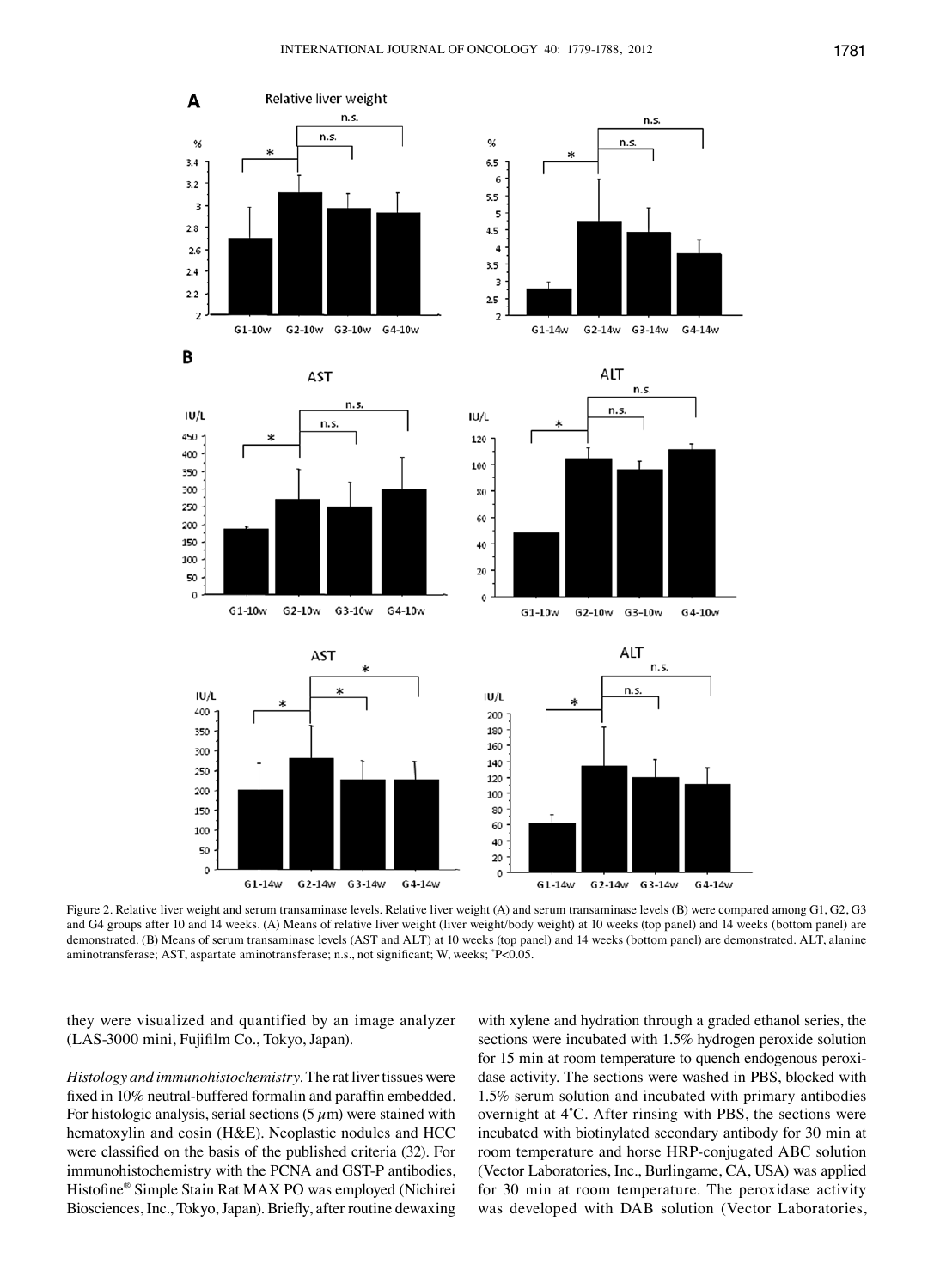Figure 2. Relative liver weight and serum transaminase levels. Relative liver weight (A) and serum transaminase levels (B) were compared among G1, G2, G3 and G4 groups after 10 and 14 weeks. (A) Means of relative liver weight (liver weight/body weight) at 10 weeks (top panel) and 14 weeks (bottom panel) are demonstrated. (B) Means of serum transaminase levels (AST and ALT) at 10 weeks (top panel) and 14 weeks (bottom panel) are demonstrated. ALT, alanine aminotransferase; AST, aspartate aminotransferase; n.s., not significant; W, weeks; *P<0.05.

they were visualized and quantified by an image analyzer (LAS-3000 mini, Fujifilm Co., Tokyo, Japan).

*Histology and immunohistochemistry.* The rat liver tissues were fixed in 10% neutral-buffered formalin and paraffin embedded. For histologic analysis, serial sections (5 $\mu$m) were stained with hematoxylin and eosin (H&E). Neoplastic nodules and HCC were classified on the basis of the published criteria (32). For immunohistochemistry with the PCNA and GST-P antibodies, Histofine® Simple Stain Rat MAX PO was employed (Nichirei Biosciences, Inc., Tokyo, Japan). Briefly, after routine dewaxing with xylene and hydration through a graded ethanol series, the sections were incubated with 1.5% hydrogen peroxide solution for 15 min at room temperature to quench endogenous peroxidase activity. The sections were washed in PBS, blocked with 1.5% serum solution and incubated with primary antibodies overnight at 4˚C. After rinsing with PBS, the sections were incubated with biotinylated secondary antibody for 30 min at room temperature and horse HRP-conjugated ABC solution (Vector Laboratories, Inc., Burlingame, CA, USA) was applied for 30 min at room temperature. The peroxidase activity was developed with DAB solution (Vector Laboratories,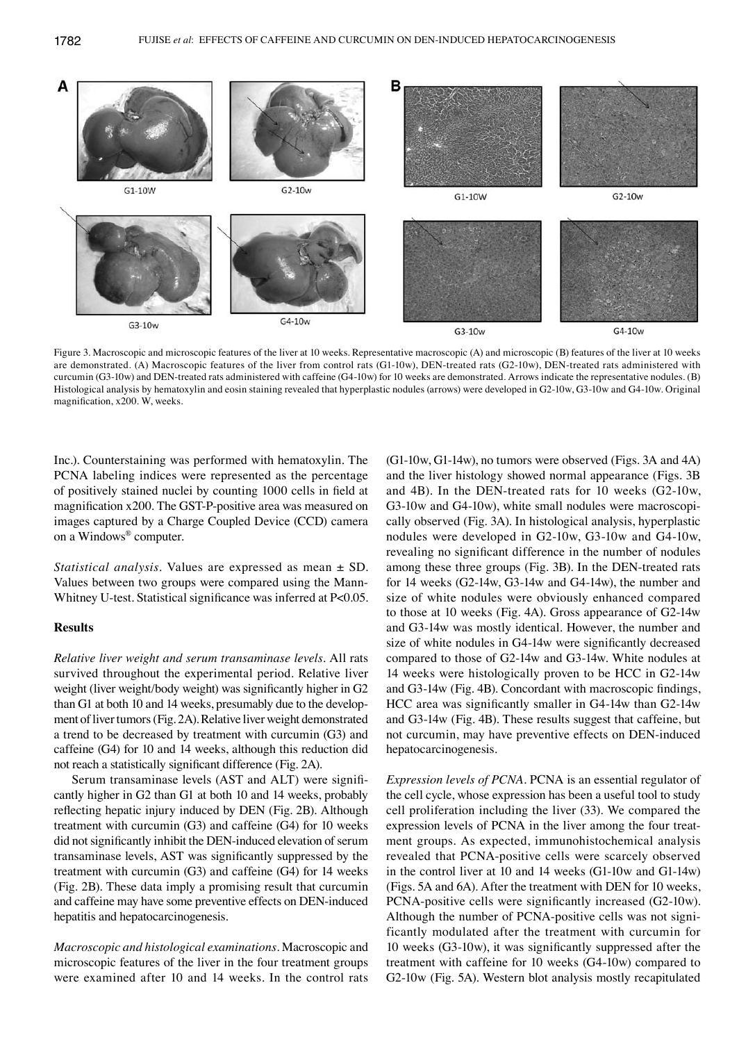Figure 3. Macroscopic and microscopic features of the liver at 10 weeks. Representative macroscopic (A) and microscopic (B) features of the liver at 10 weeks are demonstrated. (A) Macroscopic features of the liver from control rats (G1-10w), DEN-treated rats (G2-10w), DEN-treated rats administered with curcumin (G3-10w) and DEN-treated rats administered with caffeine (G4-10w) for 10 weeks are demonstrated. Arrows indicate the representative nodules. (B) Histological analysis by hematoxylin and eosin staining revealed that hyperplastic nodules (arrows) were developed in G2-10w, G3-10w and G4-10w. Original magnification, x200. W, weeks.

Inc.). Counterstaining was performed with hematoxylin. The PCNA labeling indices were represented as the percentage of positively stained nuclei by counting 1000 cells in field at magnification x200. The GST-P-positive area was measured on images captured by a Charge Coupled Device (CCD) camera on a Windows® computer.

*Statistical analysis.* Values are expressed as mean ± SD. Values between two groups were compared using the Mann-Whitney U-test. Statistical significance was inferred at $P<0.05$.

## Results

*Relative liver weight and serum transaminase levels.* All rats survived throughout the experimental period. Relative liver weight (liver weight/body weight) was significantly higher in G2 than G1 at both 10 and 14 weeks, presumably due to the development of liver tumors (Fig. 2A). Relative liver weight demonstrated a trend to be decreased by treatment with curcumin (G3) and caffeine (G4) for 10 and 14 weeks, although this reduction did not reach a statistically significant difference (Fig. 2A).

Serum transaminase levels (AST and ALT) were significantly higher in G2 than G1 at both 10 and 14 weeks, probably reflecting hepatic injury induced by DEN (Fig. 2B). Although treatment with curcumin (G3) and caffeine (G4) for 10 weeks did not significantly inhibit the DEN-induced elevation of serum transaminase levels, AST was significantly suppressed by the treatment with curcumin (G3) and caffeine (G4) for 14 weeks (Fig. 2B). These data imply a promising result that curcumin and caffeine may have some preventive effects on DEN-induced hepatitis and hepatocarcinogenesis.

*Macroscopic and histological examinations.* Macroscopic and microscopic features of the liver in the four treatment groups were examined after 10 and 14 weeks. In the control rats (G1-10w, G1-14w), no tumors were observed (Figs. 3A and 4A) and the liver histology showed normal appearance (Figs. 3B and 4B). In the DEN-treated rats for 10 weeks (G2-10w, G3-10w and G4-10w), white small nodules were macroscopically observed (Fig. 3A). In histological analysis, hyperplastic nodules were developed in G2-10w, G3-10w and G4-10w, revealing no significant difference in the number of nodules among these three groups (Fig. 3B). In the DEN-treated rats for 14 weeks (G2-14w, G3-14w and G4-14w), the number and size of white nodules were obviously enhanced compared to those at 10 weeks (Fig. 4A). Gross appearance of G2-14w and G3-14w was mostly identical. However, the number and size of white nodules in G4-14w were significantly decreased compared to those of G2-14w and G3-14w. White nodules at 14 weeks were histologically proven to be HCC in G2-14w and G3-14w (Fig. 4B). Concordant with macroscopic findings, HCC area was significantly smaller in G4-14w than G2-14w and G3-14w (Fig. 4B). These results suggest that caffeine, but not curcumin, may have preventive effects on DEN-induced hepatocarcinogenesis.

*Expression levels of PCNA.* PCNA is an essential regulator of the cell cycle, whose expression has been a useful tool to study cell proliferation including the liver (33). We compared the expression levels of PCNA in the liver among the four treatment groups. As expected, immunohistochemical analysis revealed that PCNA-positive cells were scarcely observed in the control liver at 10 and 14 weeks (G1-10w and G1-14w) (Figs. 5A and 6A). After the treatment with DEN for 10 weeks, PCNA-positive cells were significantly increased (G2-10w). Although the number of PCNA-positive cells was not significantly modulated after the treatment with curcumin for 10 weeks (G3-10w), it was significantly suppressed after the treatment with caffeine for 10 weeks (G4-10w) compared to G2-10w (Fig. 5A). Western blot analysis mostly recapitulated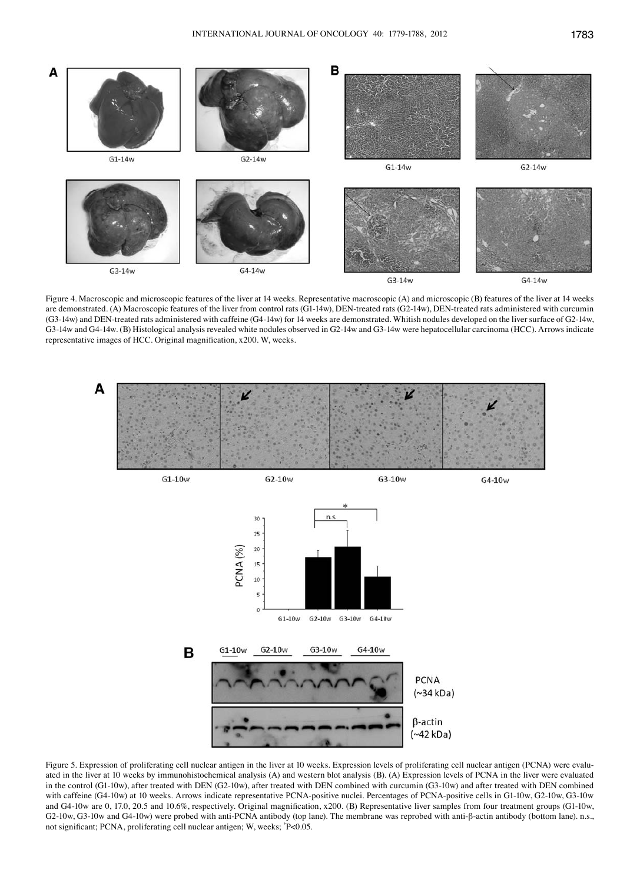Figure 4. Macroscopic and microscopic features of the liver at 14 weeks. Representative macroscopic (A) and microscopic (B) features of the liver at 14 weeks are demonstrated. (A) Macroscopic features of the liver from control rats (G1-14w), DEN-treated rats (G2-14w), DEN-treated rats administered with curcumin (G3-14w) and DEN-treated rats administered with caffeine (G4-14w) for 14 weeks are demonstrated. Whitish nodules developed on the liver surface of G2-14w, G3-14w and G4-14w. (B) Histological analysis revealed white nodules observed in G2-14w and G3-14w were hepatocellular carcinoma (HCC). Arrows indicate representative images of HCC. Original magnification, x200. W, weeks.

Figure 5. Expression of proliferating cell nuclear antigen in the liver at 10 weeks. Expression levels of proliferating cell nuclear antigen (PCNA) were evaluated in the liver at 10 weeks by immunohistochemical analysis (A) and western blot analysis (B). (A) Expression levels of PCNA in the liver were evaluated in the control (G1-10w), after treated with DEN (G2-10w), after treated with DEN combined with curcumin (G3-10w) and after treated with DEN combined with caffeine (G4-10w) at 10 weeks. Arrows indicate representative PCNA-positive nuclei. Percentages of PCNA-positive cells in G1-10w, G2-10w, G3-10w and G4-10w are 0, 17.0, 20.5 and 10.6%, respectively. Original magnification, x200. (B) Representative liver samples from four treatment groups (G1-10w, G2-10w, G3-10w and G4-10w) were probed with anti-PCNA antibody (top lane). The membrane was reprobed with anti-β-actin antibody (bottom lane). n.s., not significant; PCNA, proliferating cell nuclear antigen; W, weeks; *P<0.05.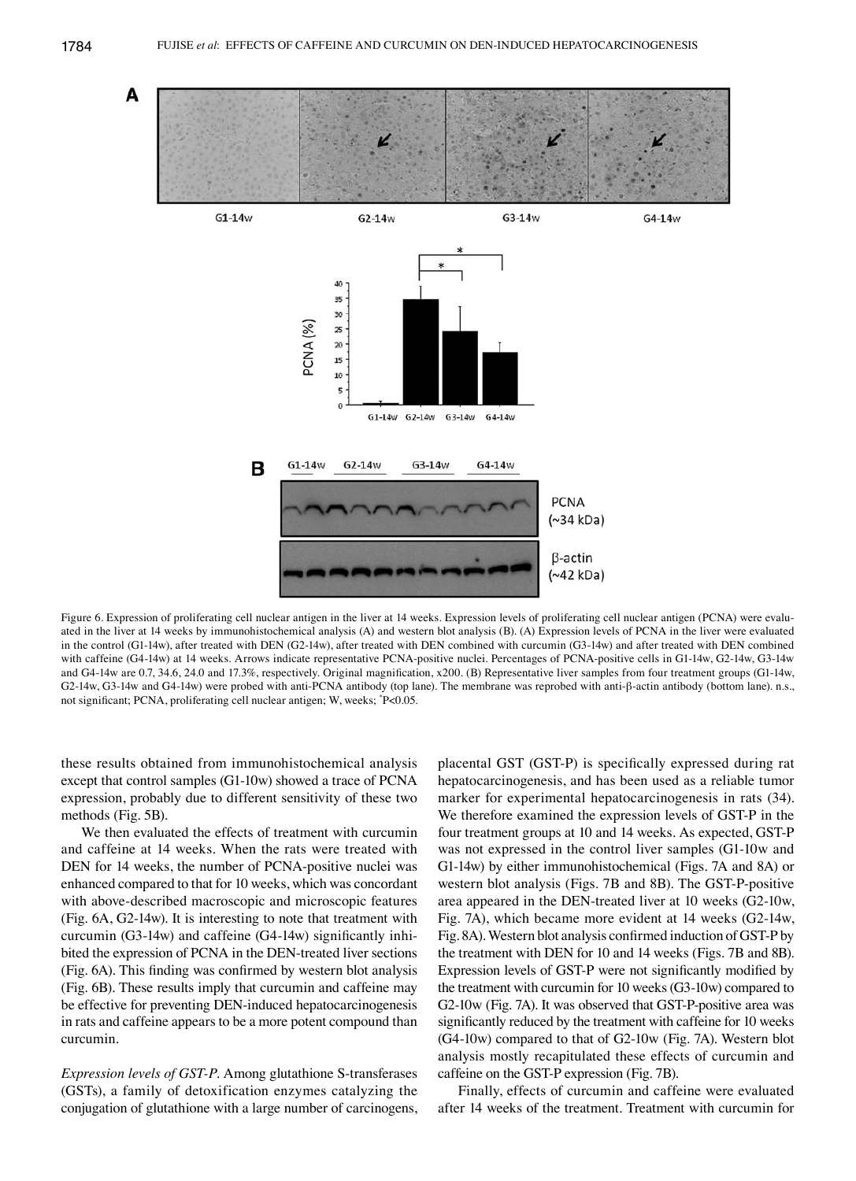Figure 6. Expression of proliferating cell nuclear antigen in the liver at 14 weeks. Expression levels of proliferating cell nuclear antigen (PCNA) were evaluated in the liver at 14 weeks by immunohistochemical analysis (A) and western blot analysis (B). (A) Expression levels of PCNA in the liver were evaluated in the control (G1-14w), after treated with DEN (G2-14w), after treated with DEN combined with curcumin (G3-14w) and after treated with DEN combined with caffeine (G4-14w) at 14 weeks. Arrows indicate representative PCNA-positive nuclei. Percentages of PCNA-positive cells in G1-14w, G2-14w, G3-14w and G4-14w are 0.7, 34.6, 24.0 and 17.3%, respectively. Original magnification, x200. (B) Representative liver samples from four treatment groups (G1-14w, G2-14w, G3-14w and G4-14w) were probed with anti-PCNA antibody (top lane). The membrane was reprobed with anti-β-actin antibody (bottom lane). n.s., not significant; PCNA, proliferating cell nuclear antigen; W, weeks; *P<0.05.

these results obtained from immunohistochemical analysis except that control samples (G1-10w) showed a trace of PCNA expression, probably due to different sensitivity of these two methods (Fig. 5B).

We then evaluated the effects of treatment with curcumin and caffeine at 14 weeks. When the rats were treated with DEN for 14 weeks, the number of PCNA-positive nuclei was enhanced compared to that for 10 weeks, which was concordant with above-described macroscopic and microscopic features (Fig. 6A, G2-14w). It is interesting to note that treatment with curcumin (G3-14w) and caffeine (G4-14w) significantly inhibited the expression of PCNA in the DEN-treated liver sections (Fig. 6A). This finding was confirmed by western blot analysis (Fig. 6B). These results imply that curcumin and caffeine may be effective for preventing DEN-induced hepatocarcinogenesis in rats and caffeine appears to be a more potent compound than curcumin.

*Expression levels of GST-P.* Among glutathione S-transferases (GSTs), a family of detoxification enzymes catalyzing the conjugation of glutathione with a large number of carcinogens, placental GST (GST-P) is specifically expressed during rat hepatocarcinogenesis, and has been used as a reliable tumor marker for experimental hepatocarcinogenesis in rats (34). We therefore examined the expression levels of GST-P in the four treatment groups at 10 and 14 weeks. As expected, GST-P was not expressed in the control liver samples (G1-10w and G1-14w) by either immunohistochemical (Figs. 7A and 8A) or western blot analysis (Figs. 7B and 8B). The GST-P-positive area appeared in the DEN-treated liver at 10 weeks (G2-10w, Fig. 7A), which became more evident at 14 weeks (G2-14w, Fig. 8A). Western blot analysis confirmed induction of GST-P by the treatment with DEN for 10 and 14 weeks (Figs. 7B and 8B). Expression levels of GST-P were not significantly modified by the treatment with curcumin for 10 weeks (G3-10w) compared to G2-10w (Fig. 7A). It was observed that GST-P-positive area was significantly reduced by the treatment with caffeine for 10 weeks (G4-10w) compared to that of G2-10w (Fig. 7A). Western blot analysis mostly recapitulated these effects of curcumin and caffeine on the GST-P expression (Fig. 7B).

Finally, effects of curcumin and caffeine were evaluated after 14 weeks of the treatment. Treatment with curcumin for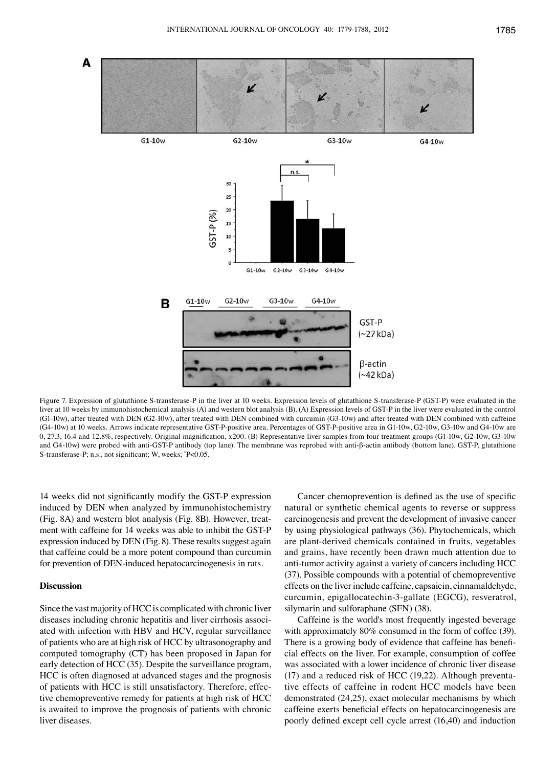Figure 7. Expression of glutathione S-transferase-P in the liver at 10 weeks. Expression levels of glutathione S-transferase-P (GST-P) were evaluated in the liver at 10 weeks by immunohistochemical analysis (A) and western blot analysis (B). (A) Expression levels of GST-P in the liver were evaluated in the control (G1-10w), after treated with DEN (G2-10w), after treated with DEN combined with curcumin (G3-10w) and after treated with DEN combined with caffeine (G4-10w) at 10 weeks. Arrows indicate representative GST-P-positive area. Percentages of GST-P-positive area in G1-10w, G2-10w, G3-10w and G4-10w are 0, 27.3, 16.4 and 12.8%, respectively. Original magnification, x200. (B) Representative liver samples from four treatment groups (G1-10w, G2-10w, G3-10w and G4-10w) were probed with anti-GST-P antibody (top lane). The membrane was reprobed with anti-β-actin antibody (bottom lane). GST-P, glutathione S-transferase-P; n.s., not significant; W, weeks; *P<0.05.

14 weeks did not significantly modify the GST-P expression induced by DEN when analyzed by immunohistochemistry (Fig. 8A) and western blot analysis (Fig. 8B). However, treatment with caffeine for 14 weeks was able to inhibit the GST-P expression induced by DEN (Fig. 8). These results suggest again that caffeine could be a more potent compound than curcumin for prevention of DEN-induced hepatocarcinogenesis in rats.

## Discussion

Since the vast majority of HCC is complicated with chronic liver diseases including chronic hepatitis and liver cirrhosis associated with infection with HBV and HCV, regular surveillance of patients who are at high risk of HCC by ultrasonography and computed tomography (CT) has been proposed in Japan for early detection of HCC (35). Despite the surveillance program, HCC is often diagnosed at advanced stages and the prognosis of patients with HCC is still unsatisfactory. Therefore, effective chemopreventive remedy for patients at high risk of HCC is awaited to improve the prognosis of patients with chronic liver diseases.

Cancer chemoprevention is defined as the use of specific natural or synthetic chemical agents to reverse or suppress carcinogenesis and prevent the development of invasive cancer by using physiological pathways (36). Phytochemicals, which are plant-derived chemicals contained in fruits, vegetables and grains, have recently been drawn much attention due to anti-tumor activity against a variety of cancers including HCC (37). Possible compounds with a potential of chemopreventive effects on the liver include caffeine, capsaicin, cinnamaldehyde, curcumin, epigallocatechin-3-gallate (EGCG), resveratrol, silymarin and sulforaphane (SFN) (38).

Caffeine is the world's most frequently ingested beverage with approximately 80% consumed in the form of coffee (39). There is a growing body of evidence that caffeine has beneficial effects on the liver. For example, consumption of coffee was associated with a lower incidence of chronic liver disease (17) and a reduced risk of HCC (19,22). Although preventative effects of caffeine in rodent HCC models have been demonstrated (24,25), exact molecular mechanisms by which caffeine exerts beneficial effects on hepatocarcinogenesis are poorly defined except cell cycle arrest (16,40) and induction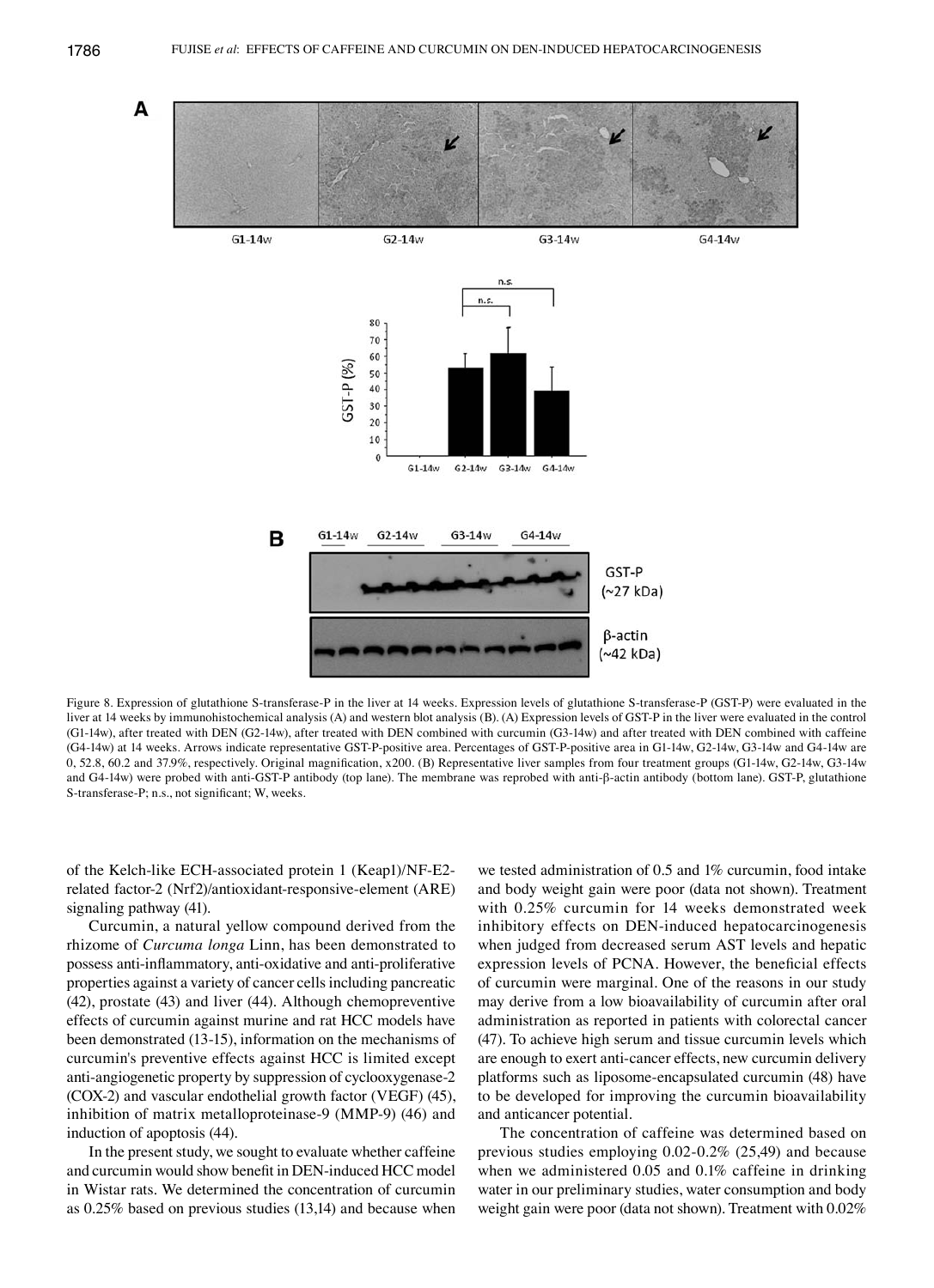Figure 8. Expression of glutathione S-transferase-P in the liver at 14 weeks. Expression levels of glutathione S-transferase-P (GST-P) were evaluated in the liver at 14 weeks by immunohistochemical analysis (A) and western blot analysis (B). (A) Expression levels of GST-P in the liver were evaluated in the control (G1-14w), after treated with DEN (G2-14w), after treated with DEN combined with curcumin (G3-14w) and after treated with DEN combined with caffeine (G4-14w) at 14 weeks. Arrows indicate representative GST-P-positive area. Percentages of GST-P-positive area in G1-14w, G2-14w, G3-14w and G4-14w are 0, 52.8, 60.2 and 37.9%, respectively. Original magnification, x200. (B) Representative liver samples from four treatment groups (G1-14w, G2-14w, G3-14w and G4-14w) were probed with anti-GST-P antibody (top lane). The membrane was reprobed with anti-β-actin antibody (bottom lane). GST-P, glutathione S-transferase-P; n.s., not significant; W, weeks.

of the Kelch-like ECH-associated protein 1 (Keap1)/NF-E2-related factor-2 (Nrf2)/antioxidant-responsive-element (ARE) signaling pathway (41).

Curcumin, a natural yellow compound derived from the rhizome of *Curcuma longa* Linn, has been demonstrated to possess anti-inflammatory, anti-oxidative and anti-proliferative properties against a variety of cancer cells including pancreatic (42), prostate (43) and liver (44). Although chemopreventive effects of curcumin against murine and rat HCC models have been demonstrated (13-15), information on the mechanisms of curcumin's preventive effects against HCC is limited except anti-angiogenetic property by suppression of cyclooxygenase-2 (COX-2) and vascular endothelial growth factor (VEGF) (45), inhibition of matrix metalloproteinase-9 (MMP-9) (46) and induction of apoptosis (44).

In the present study, we sought to evaluate whether caffeine and curcumin would show benefit in DEN-induced HCC model in Wistar rats. We determined the concentration of curcumin as 0.25% based on previous studies (13,14) and because when we tested administration of 0.5 and 1% curcumin, food intake and body weight gain were poor (data not shown). Treatment with 0.25% curcumin for 14 weeks demonstrated week inhibitory effects on DEN-induced hepatocarcinogenesis when judged from decreased serum AST levels and hepatic expression levels of PCNA. However, the beneficial effects of curcumin were marginal. One of the reasons in our study may derive from a low bioavailability of curcumin after oral administration as reported in patients with colorectal cancer (47). To achieve high serum and tissue curcumin levels which are enough to exert anti-cancer effects, new curcumin delivery platforms such as liposome-encapsulated curcumin (48) have to be developed for improving the curcumin bioavailability and anticancer potential.

The concentration of caffeine was determined based on previous studies employing 0.02-0.2% (25,49) and because when we administered 0.05 and 0.1% caffeine in drinking water in our preliminary studies, water consumption and body weight gain were poor (data not shown). Treatment with 0.02%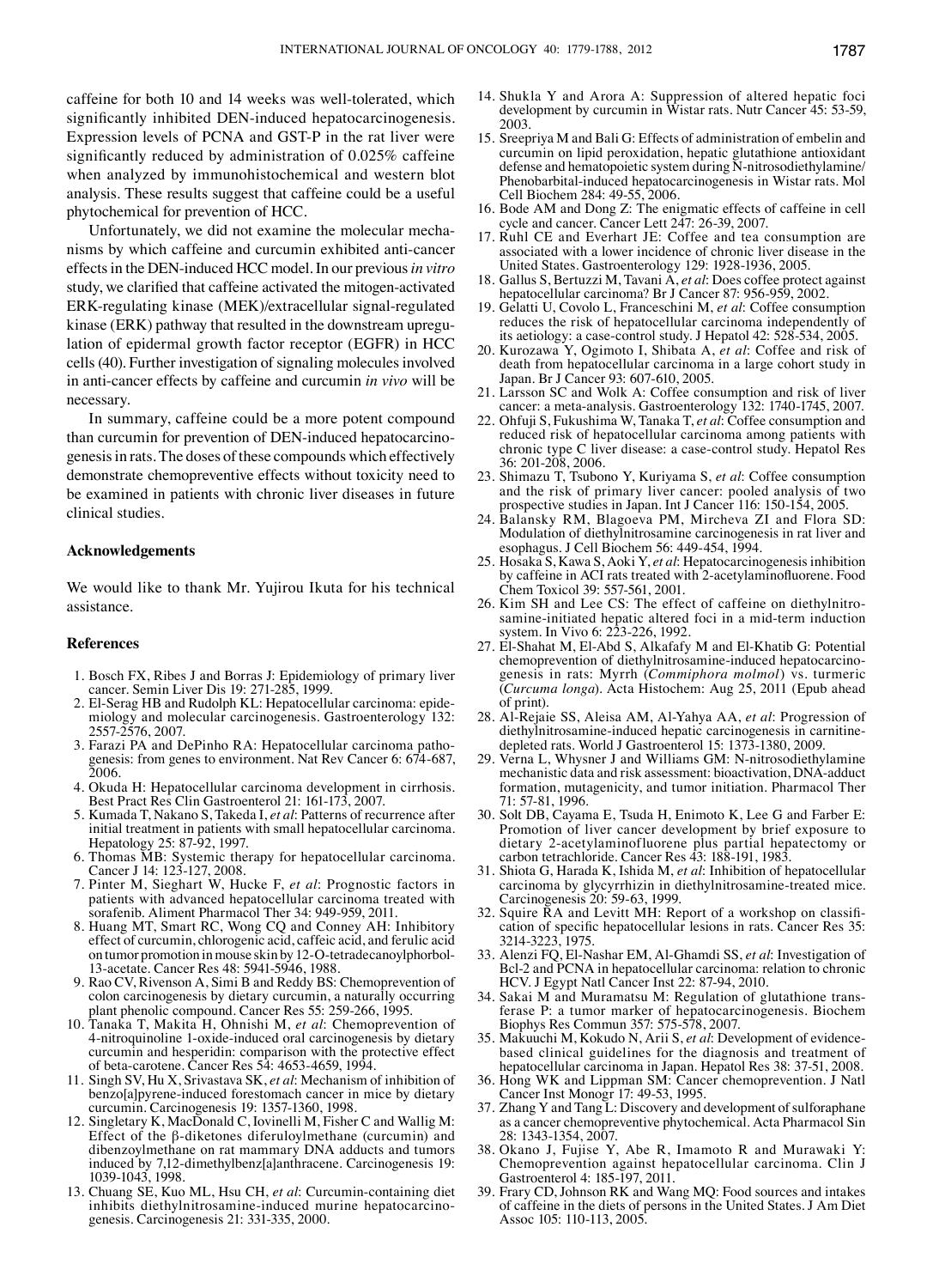caffeine for both 10 and 14 weeks was well-tolerated, which significantly inhibited DEN-induced hepatocarcinogenesis. Expression levels of PCNA and GST-P in the rat liver were significantly reduced by administration of 0.025% caffeine when analyzed by immunohistochemical and western blot analysis. These results suggest that caffeine could be a useful phytochemical for prevention of HCC.

Unfortunately, we did not examine the molecular mechanisms by which caffeine and curcumin exhibited anti-cancer effects in the DEN-induced HCC model. In our previous *in vitro* study, we clarified that caffeine activated the mitogen-activated ERK-regulating kinase (MEK)/extracellular signal-regulated kinase (ERK) pathway that resulted in the downstream upregulation of epidermal growth factor receptor (EGFR) in HCC cells (40). Further investigation of signaling molecules involved in anti-cancer effects by caffeine and curcumin *in vivo* will be necessary.

In summary, caffeine could be a more potent compound than curcumin for prevention of DEN-induced hepatocarcinogenesis in rats. The doses of these compounds which effectively demonstrate chemopreventive effects without toxicity need to be examined in patients with chronic liver diseases in future clinical studies.

## Acknowledgements

We would like to thank Mr. Yujirou Ikuta for his technical assistance.

## References

1. Bosch FX, Ribes J and Borras J: Epidemiology of primary liver cancer. Semin Liver Dis 19: 271-285, 1999.
2. El-Serag HB and Rudolph KL: Hepatocellular carcinoma: epidemiology and molecular carcinogenesis. Gastroenterology 132: 2557-2576, 2007.
3. Farazi PA and DePinho RA: Hepatocellular carcinoma pathogenesis: from genes to environment. Nat Rev Cancer 6: 674-687, 2006.
4. Okuda H: Hepatocellular carcinoma development in cirrhosis. Best Pract Res Clin Gastroenterol 21: 161-173, 2007.
5. Kumada T, Nakano S, Takeda I, *et al*: Patterns of recurrence after initial treatment in patients with small hepatocellular carcinoma. Hepatology 25: 87-92, 1997.
6. Thomas MB: Systemic therapy for hepatocellular carcinoma. Cancer J 14: 123-127, 2008.
7. Pinter M, Sieghart W, Hucke F, *et al*: Prognostic factors in patients with advanced hepatocellular carcinoma treated with sorafenib. Aliment Pharmacol Ther 34: 949-959, 2011.
8. Huang MT, Smart RC, Wong CQ and Conney AH: Inhibitory effect of curcumin, chlorogenic acid, caffeic acid, and ferulic acid on tumor promotion in mouse skin by 12-O-tetradecanoylphorbol-13-acetate. Cancer Res 48: 5941-5946, 1988.
9. Rao CV, Rivenson A, Simi B and Reddy BS: Chemoprevention of colon carcinogenesis by dietary curcumin, a naturally occurring plant phenolic compound. Cancer Res 55: 259-266, 1995.
10. Tanaka T, Makita H, Ohnishi M, *et al*: Chemoprevention of 4-nitroquinoline 1-oxide-induced oral carcinogenesis by dietary curcumin and hesperidin: comparison with the protective effect of beta-carotene. Cancer Res 54: 4653-4659, 1994.
11. Singh SV, Hu X, Srivastava SK, *et al*: Mechanism of inhibition of benzo[a]pyrene-induced forestomach cancer in mice by dietary curcumin. Carcinogenesis 19: 1357-1360, 1998.
12. Singletary K, MacDonald C, Iovinelli M, Fisher C and Wallig M: Effect of the β-diketones diferuloylmethane (curcumin) and dibenzoylmethane on rat mammary DNA adducts and tumors induced by 7,12-dimethylbenz[a]anthracene. Carcinogenesis 19: 1039-1043, 1998.
13. Chuang SE, Kuo ML, Hsu CH, *et al*: Curcumin-containing diet inhibits diethylnitrosamine-induced murine hepatocarcinogenesis. Carcinogenesis 21: 331-335, 2000.
14. Shukla Y and Arora A: Suppression of altered hepatic foci development by curcumin in Wistar rats. Nutr Cancer 45: 53-59, 2003.
15. Sreepriya M and Bali G: Effects of administration of embelin and curcumin on lipid peroxidation, hepatic glutathione antioxidant defense and hematopoietic system during N-nitrosodiethylamine/Phenobarbital-induced hepatocarcinogenesis in Wistar rats. Mol Cell Biochem 284: 49-55, 2006.
16. Bode AM and Dong Z: The enigmatic effects of caffeine in cell cycle and cancer. Cancer Lett 247: 26-39, 2007.
17. Ruhl CE and Everhart JE: Coffee and tea consumption are associated with a lower incidence of chronic liver disease in the United States. Gastroenterology 129: 1928-1936, 2005.
18. Gallus S, Bertuzzi M, Tavani A, *et al*: Does coffee protect against hepatocellular carcinoma? Br J Cancer 87: 956-959, 2002.
19. Gelatti U, Covolo L, Franceschini M, *et al*: Coffee consumption reduces the risk of hepatocellular carcinoma independently of its aetiology: a case-control study. J Hepatol 42: 528-534, 2005.
20. Kurozawa Y, Ogimoto I, Shibata A, *et al*: Coffee and risk of death from hepatocellular carcinoma in a large cohort study in Japan. Br J Cancer 93: 607-610, 2005.
21. Larsson SC and Wolk A: Coffee consumption and risk of liver cancer: a meta-analysis. Gastroenterology 132: 1740-1745, 2007.
22. Ohfuji S, Fukushima W, Tanaka T, *et al*: Coffee consumption and reduced risk of hepatocellular carcinoma among patients with chronic type C liver disease: a case-control study. Hepatol Res 36: 201-208, 2006.
23. Shimazu T, Tsubono Y, Kuriyama S, *et al*: Coffee consumption and the risk of primary liver cancer: pooled analysis of two prospective studies in Japan. Int J Cancer 116: 150-154, 2005.
24. Balansky RM, Blagoeva PM, Mircheva ZI and Flora SD: Modulation of diethylnitrosamine carcinogenesis in rat liver and esophagus. J Cell Biochem 56: 449-454, 1994.
25. Hosaka S, Kawa S, Aoki Y, *et al*: Hepatocarcinogenesis inhibition by caffeine in ACI rats treated with 2-acetylaminofluorene. Food Chem Toxicol 39: 557-561, 2001.
26. Kim SH and Lee CS: The effect of caffeine on diethylnitrosamine-initiated hepatic altered foci in a mid-term induction system. In Vivo 6: 223-226, 1992.
27. El-Shahat M, El-Abd S, Alkafafy M and El-Khatib G: Potential chemoprevention of diethylnitrosamine-induced hepatocarcinogenesis in rats: Myrrh (*Commiphora molmol*) vs. turmeric (*Curcuma longa*). Acta Histochem: Aug 25, 2011 (Epub ahead of print).
28. Al-Rejaie SS, Aleisa AM, Al-Yahya AA, *et al*: Progression of diethylnitrosamine-induced hepatic carcinogenesis in carnitine-depleted rats. World J Gastroenterol 15: 1373-1380, 2009.
29. Verna L, Whysner J and Williams GM: N-nitrosodiethylamine mechanistic data and risk assessment: bioactivation, DNA-adduct formation, mutagenicity, and tumor initiation. Pharmacol Ther 71: 57-81, 1996.
30. Solt DB, Cayama E, Tsuda H, Enimoto K, Lee G and Farber E: Promotion of liver cancer development by brief exposure to dietary 2-acetylaminofluorene plus partial hepatectomy or carbon tetrachloride. Cancer Res 43: 188-191, 1983.
31. Shiota G, Harada K, Ishida M, *et al*: Inhibition of hepatocellular carcinoma by glycyrrhizin in diethylnitrosamine-treated mice. Carcinogenesis 20: 59-63, 1999.
32. Squire RA and Levitt MH: Report of a workshop on classification of specific hepatocellular lesions in rats. Cancer Res 35: 3214-3223, 1975.
33. Alenzi FQ, El-Nashar EM, Al-Ghamdi SS, *et al*: Investigation of Bcl-2 and PCNA in hepatocellular carcinoma: relation to chronic HCV. J Egypt Natl Cancer Inst 22: 87-94, 2010.
34. Sakai M and Muramatsu M: Regulation of glutathione transferase P: a tumor marker of hepatocarcinogenesis. Biochem Biophys Res Commun 357: 575-578, 2007.
35. Makuuchi M, Kokudo N, Arii S, *et al*: Development of evidence-based clinical guidelines for the diagnosis and treatment of hepatocellular carcinoma in Japan. Hepatol Res 38: 37-51, 2008.
36. Hong WK and Lippman SM: Cancer chemoprevention. J Natl Cancer Inst Monogr 17: 49-53, 1995.
37. Zhang Y and Tang L: Discovery and development of sulforaphane as a cancer chemopreventive phytochemical. Acta Pharmacol Sin 28: 1343-1354, 2007.
38. Okano J, Fujise Y, Abe R, Imamoto R and Murawaki Y: Chemoprevention against hepatocellular carcinoma. Clin J Gastroenterol 4: 185-197, 2011.
39. Frary CD, Johnson RK and Wang MQ: Food sources and intakes of caffeine in the diets of persons in the United States. J Am Diet Assoc 105: 110-113, 2005.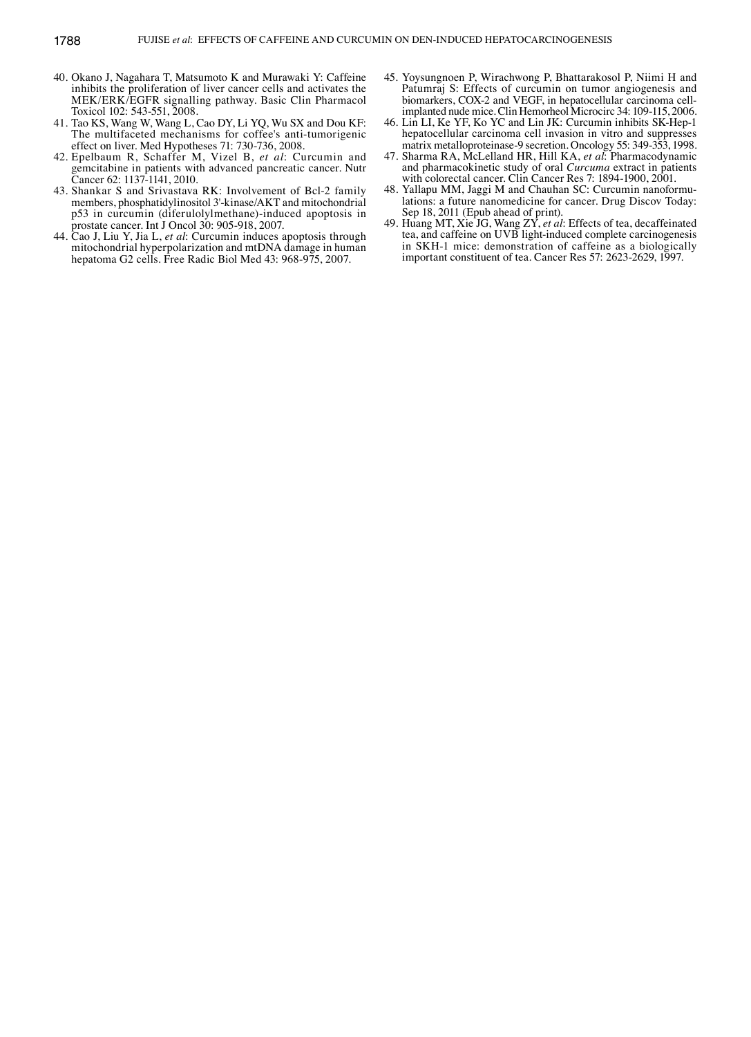40. Okano J, Nagahara T, Matsumoto K and Murawaki Y: Caffeine inhibits the proliferation of liver cancer cells and activates the MEK/ERK/EGFR signalling pathway. Basic Clin Pharmacol Toxicol 102: 543-551, 2008.
41. Tao KS, Wang W, Wang L, Cao DY, Li YQ, Wu SX and Dou KF: The multifaceted mechanisms for coffee's anti-tumorigenic effect on liver. Med Hypotheses 71: 730-736, 2008.
42. Epelbaum R, Schaffer M, Vizel B, *et al*: Curcumin and gemcitabine in patients with advanced pancreatic cancer. Nutr Cancer 62: 1137-1141, 2010.
43. Shankar S and Srivastava RK: Involvement of Bcl-2 family members, phosphatidylinositol 3'-kinase/AKT and mitochondrial p53 in curcumin (diferulolylmethane)-induced apoptosis in prostate cancer. Int J Oncol 30: 905-918, 2007.
44. Cao J, Liu Y, Jia L, *et al*: Curcumin induces apoptosis through mitochondrial hyperpolarization and mtDNA damage in human hepatoma G2 cells. Free Radic Biol Med 43: 968-975, 2007.
45. Yoysungnoen P, Wirachwong P, Bhattarakosol P, Niimi H and Patumraj S: Effects of curcumin on tumor angiogenesis and biomarkers, COX-2 and VEGF, in hepatocellular carcinoma cell-implanted nude mice. Clin Hemorheol Microcirc 34: 109-115, 2006.
46. Lin LI, Ke YF, Ko YC and Lin JK: Curcumin inhibits SK-Hep-1 hepatocellular carcinoma cell invasion in vitro and suppresses matrix metalloproteinase-9 secretion. Oncology 55: 349-353, 1998.
47. Sharma RA, McLelland HR, Hill KA, *et al*: Pharmacodynamic and pharmacokinetic study of oral *Curcuma* extract in patients with colorectal cancer. Clin Cancer Res 7: 1894-1900, 2001.
48. Yallapu MM, Jaggi M and Chauhan SC: Curcumin nanoformulations: a future nanomedicine for cancer. Drug Discov Today: Sep 18, 2011 (Epub ahead of print).
49. Huang MT, Xie JG, Wang ZY, *et al*: Effects of tea, decaffeinated tea, and caffeine on UVB light-induced complete carcinogenesis in SKH-1 mice: demonstration of caffeine as a biologically important constituent of tea. Cancer Res 57: 2623-2629, 1997.